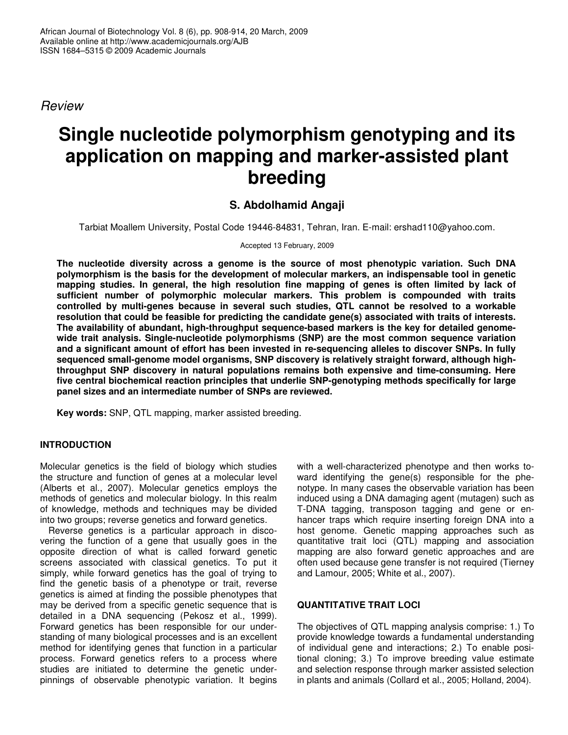*Review*

# Single nucleotide polymorphism genotyping and its application on mapping and marker-assisted plant breeding

**S. Abdolhamid Angaji**

Tarbiat Moallem University, Postal Code 19446-84831, Tehran, Iran. E-mail: ershad110@yahoo.com.

Accepted 13 February, 2009

**The nucleotide diversity across a genome is the source of most phenotypic variation. Such DNA polymorphism is the basis for the development of molecular markers, an indispensable tool in genetic mapping studies. In general, the high resolution fine mapping of genes is often limited by lack of sufficient number of polymorphic molecular markers. This problem is compounded with traits controlled by multi-genes because in several such studies, QTL cannot be resolved to a workable resolution that could be feasible for predicting the candidate gene(s) associated with traits of interests. The availability of abundant, high-throughput sequence-based markers is the key for detailed genome-wide trait analysis. Single-nucleotide polymorphisms (SNP) are the most common sequence variation and a significant amount of effort has been invested in re-sequencing alleles to discover SNPs. In fully sequenced small-genome model organisms, SNP discovery is relatively straight forward, although high-throughput SNP discovery in natural populations remains both expensive and time-consuming. Here five central biochemical reaction principles that underlie SNP-genotyping methods specifically for large panel sizes and an intermediate number of SNPs are reviewed.**

**Key words:** SNP, QTL mapping, marker assisted breeding.

## INTRODUCTION

Molecular genetics is the field of biology which studies the structure and function of genes at a molecular level (Alberts et al., 2007). Molecular genetics employs the methods of genetics and molecular biology. In this realm of knowledge, methods and techniques may be divided into two groups; reverse genetics and forward genetics.

Reverse genetics is a particular approach in discovering the function of a gene that usually goes in the opposite direction of what is called forward genetic screens associated with classical genetics. To put it simply, while forward genetics has the goal of trying to find the genetic basis of a phenotype or trait, reverse genetics is aimed at finding the possible phenotypes that may be derived from a specific genetic sequence that is detailed in a DNA sequencing (Pekosz et al., 1999). Forward genetics has been responsible for our understanding of many biological processes and is an excellent method for identifying genes that function in a particular process. Forward genetics refers to a process where studies are initiated to determine the genetic underpinnings of observable phenotypic variation. It begins with a well-characterized phenotype and then works toward identifying the gene(s) responsible for the phenotype. In many cases the observable variation has been induced using a DNA damaging agent (mutagen) such as T-DNA tagging, transposon tagging and gene or enhancer traps which require inserting foreign DNA into a host genome. Genetic mapping approaches such as quantitative trait loci (QTL) mapping and association mapping are also forward genetic approaches and are often used because gene transfer is not required (Tierney and Lamour, 2005; White et al., 2007).

## QUANTITATIVE TRAIT LOCI

The objectives of QTL mapping analysis comprise: 1.) To provide knowledge towards a fundamental understanding of individual gene and interactions; 2.) To enable positional cloning; 3.) To improve breeding value estimate and selection response through marker assisted selection in plants and animals (Collard et al., 2005; Holland, 2004).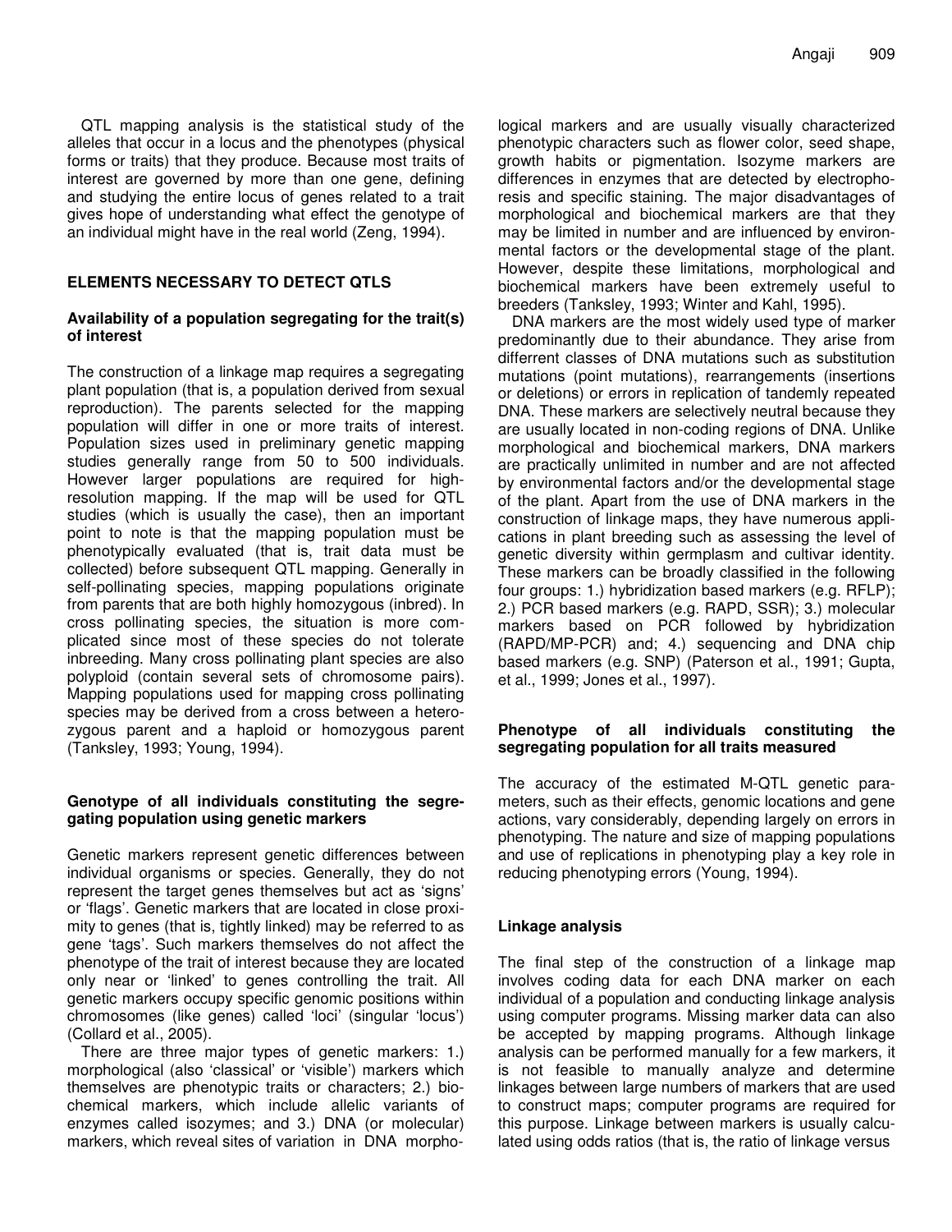QTL mapping analysis is the statistical study of the alleles that occur in a locus and the phenotypes (physical forms or traits) that they produce. Because most traits of interest are governed by more than one gene, defining and studying the entire locus of genes related to a trait gives hope of understanding what effect the genotype of an individual might have in the real world (Zeng, 1994).

## ELEMENTS NECESSARY TO DETECT QTLS

### Availability of a population segregating for the trait(s) of interest

The construction of a linkage map requires a segregating plant population (that is, a population derived from sexual reproduction). The parents selected for the mapping population will differ in one or more traits of interest. Population sizes used in preliminary genetic mapping studies generally range from 50 to 500 individuals. However larger populations are required for high-resolution mapping. If the map will be used for QTL studies (which is usually the case), then an important point to note is that the mapping population must be phenotypically evaluated (that is, trait data must be collected) before subsequent QTL mapping. Generally in self-pollinating species, mapping populations originate from parents that are both highly homozygous (inbred). In cross pollinating species, the situation is more complicated since most of these species do not tolerate inbreeding. Many cross pollinating plant species are also polyploid (contain several sets of chromosome pairs). Mapping populations used for mapping cross pollinating species may be derived from a cross between a heterozygous parent and a haploid or homozygous parent (Tanksley, 1993; Young, 1994).

### Genotype of all individuals constituting the segregating population using genetic markers

Genetic markers represent genetic differences between individual organisms or species. Generally, they do not represent the target genes themselves but act as 'signs' or 'flags'. Genetic markers that are located in close proximity to genes (that is, tightly linked) may be referred to as gene 'tags'. Such markers themselves do not affect the phenotype of the trait of interest because they are located only near or 'linked' to genes controlling the trait. All genetic markers occupy specific genomic positions within chromosomes (like genes) called 'loci' (singular 'locus') (Collard et al., 2005).

There are three major types of genetic markers: 1.) morphological (also 'classical' or 'visible') markers which themselves are phenotypic traits or characters; 2.) biochemical markers, which include allelic variants of enzymes called isozymes; and 3.) DNA (or molecular) markers, which reveal sites of variation in DNA morphological markers and are usually visually characterized phenotypic characters such as flower color, seed shape, growth habits or pigmentation. Isozyme markers are differences in enzymes that are detected by electrophoresis and specific staining. The major disadvantages of morphological and biochemical markers are that they may be limited in number and are influenced by environmental factors or the developmental stage of the plant. However, despite these limitations, morphological and biochemical markers have been extremely useful to breeders (Tanksley, 1993; Winter and Kahl, 1995).

DNA markers are the most widely used type of marker predominantly due to their abundance. They arise from differrent classes of DNA mutations such as substitution mutations (point mutations), rearrangements (insertions or deletions) or errors in replication of tandemly repeated DNA. These markers are selectively neutral because they are usually located in non-coding regions of DNA. Unlike morphological and biochemical markers, DNA markers are practically unlimited in number and are not affected by environmental factors and/or the developmental stage of the plant. Apart from the use of DNA markers in the construction of linkage maps, they have numerous applications in plant breeding such as assessing the level of genetic diversity within germplasm and cultivar identity. These markers can be broadly classified in the following four groups: 1.) hybridization based markers (e.g. RFLP); 2.) PCR based markers (e.g. RAPD, SSR); 3.) molecular markers based on PCR followed by hybridization (RAPD/MP-PCR) and; 4.) sequencing and DNA chip based markers (e.g. SNP) (Paterson et al., 1991; Gupta, et al., 1999; Jones et al., 1997).

### Phenotype of all individuals constituting the segregating population for all traits measured

The accuracy of the estimated M-QTL genetic parameters, such as their effects, genomic locations and gene actions, vary considerably, depending largely on errors in phenotyping. The nature and size of mapping populations and use of replications in phenotyping play a key role in reducing phenotyping errors (Young, 1994).

### Linkage analysis

The final step of the construction of a linkage map involves coding data for each DNA marker on each individual of a population and conducting linkage analysis using computer programs. Missing marker data can also be accepted by mapping programs. Although linkage analysis can be performed manually for a few markers, it is not feasible to manually analyze and determine linkages between large numbers of markers that are used to construct maps; computer programs are required for this purpose. Linkage between markers is usually calculated using odds ratios (that is, the ratio of linkage versus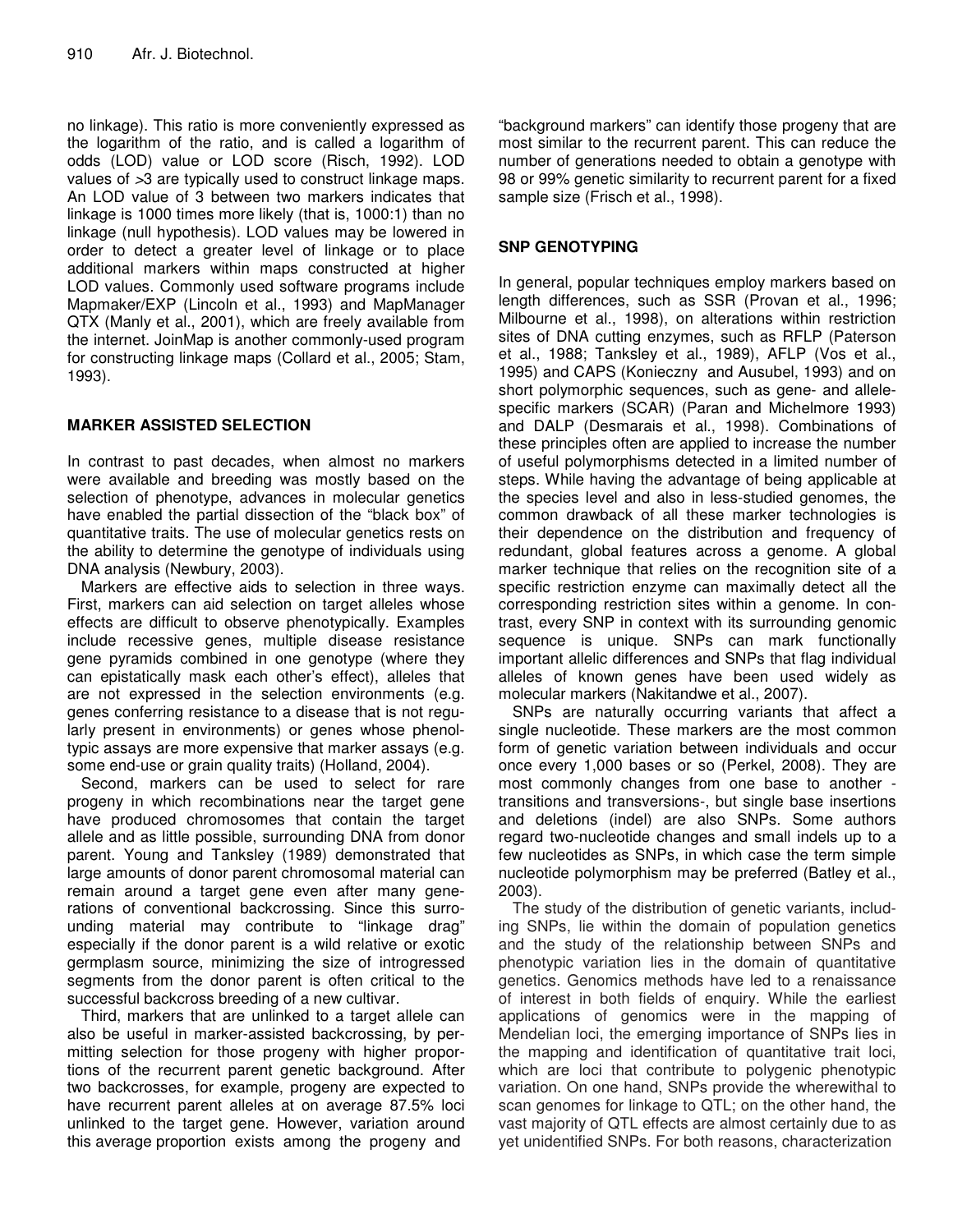no linkage). This ratio is more conveniently expressed as the logarithm of the ratio, and is called a logarithm of odds (LOD) value or LOD score (Risch, 1992). LOD values of >3 are typically used to construct linkage maps. An LOD value of 3 between two markers indicates that linkage is 1000 times more likely (that is, 1000:1) than no linkage (null hypothesis). LOD values may be lowered in order to detect a greater level of linkage or to place additional markers within maps constructed at higher LOD values. Commonly used software programs include Mapmaker/EXP (Lincoln et al., 1993) and MapManager QTX (Manly et al., 2001), which are freely available from the internet. JoinMap is another commonly-used program for constructing linkage maps (Collard et al., 2005; Stam, 1993).

## MARKER ASSISTED SELECTION

In contrast to past decades, when almost no markers were available and breeding was mostly based on the selection of phenotype, advances in molecular genetics have enabled the partial dissection of the "black box" of quantitative traits. The use of molecular genetics rests on the ability to determine the genotype of individuals using DNA analysis (Newbury, 2003).

Markers are effective aids to selection in three ways. First, markers can aid selection on target alleles whose effects are difficult to observe phenotypically. Examples include recessive genes, multiple disease resistance gene pyramids combined in one genotype (where they can epistatically mask each other's effect), alleles that are not expressed in the selection environments (e.g. genes conferring resistance to a disease that is not regularly present in environments) or genes whose phenoltypic assays are more expensive that marker assays (e.g. some end-use or grain quality traits) (Holland, 2004).

Second, markers can be used to select for rare progeny in which recombinations near the target gene have produced chromosomes that contain the target allele and as little possible, surrounding DNA from donor parent. Young and Tanksley (1989) demonstrated that large amounts of donor parent chromosomal material can remain around a target gene even after many generations of conventional backcrossing. Since this surrounding material may contribute to "linkage drag" especially if the donor parent is a wild relative or exotic germplasm source, minimizing the size of introgressed segments from the donor parent is often critical to the successful backcross breeding of a new cultivar.

Third, markers that are unlinked to a target allele can also be useful in marker-assisted backcrossing, by permitting selection for those progeny with higher proportions of the recurrent parent genetic background. After two backcrosses, for example, progeny are expected to have recurrent parent alleles at on average 87.5% loci unlinked to the target gene. However, variation around this average proportion exists among the progeny and "background markers" can identify those progeny that are most similar to the recurrent parent. This can reduce the number of generations needed to obtain a genotype with 98 or 99% genetic similarity to recurrent parent for a fixed sample size (Frisch et al., 1998).

## SNP GENOTYPING

In general, popular techniques employ markers based on length differences, such as SSR (Provan et al., 1996; Milbourne et al., 1998), on alterations within restriction sites of DNA cutting enzymes, such as RFLP (Paterson et al., 1988; Tanksley et al., 1989), AFLP (Vos et al., 1995) and CAPS (Konieczny and Ausubel, 1993) and on short polymorphic sequences, such as gene- and allele-specific markers (SCAR) (Paran and Michelmore 1993) and DALP (Desmarais et al., 1998). Combinations of these principles often are applied to increase the number of useful polymorphisms detected in a limited number of steps. While having the advantage of being applicable at the species level and also in less-studied genomes, the common drawback of all these marker technologies is their dependence on the distribution and frequency of redundant, global features across a genome. A global marker technique that relies on the recognition site of a specific restriction enzyme can maximally detect all the corresponding restriction sites within a genome. In contrast, every SNP in context with its surrounding genomic sequence is unique. SNPs can mark functionally important allelic differences and SNPs that flag individual alleles of known genes have been used widely as molecular markers (Nakitandwe et al., 2007).

SNPs are naturally occurring variants that affect a single nucleotide. These markers are the most common form of genetic variation between individuals and occur once every 1,000 bases or so (Perkel, 2008). They are most commonly changes from one base to another - transitions and transversions-, but single base insertions and deletions (indel) are also SNPs. Some authors regard two-nucleotide changes and small indels up to a few nucleotides as SNPs, in which case the term simple nucleotide polymorphism may be preferred (Batley et al., 2003).

The study of the distribution of genetic variants, including SNPs, lie within the domain of population genetics and the study of the relationship between SNPs and phenotypic variation lies in the domain of quantitative genetics. Genomics methods have led to a renaissance of interest in both fields of enquiry. While the earliest applications of genomics were in the mapping of Mendelian loci, the emerging importance of SNPs lies in the mapping and identification of quantitative trait loci, which are loci that contribute to polygenic phenotypic variation. On one hand, SNPs provide the wherewithal to scan genomes for linkage to QTL; on the other hand, the vast majority of QTL effects are almost certainly due to as yet unidentified SNPs. For both reasons, characterization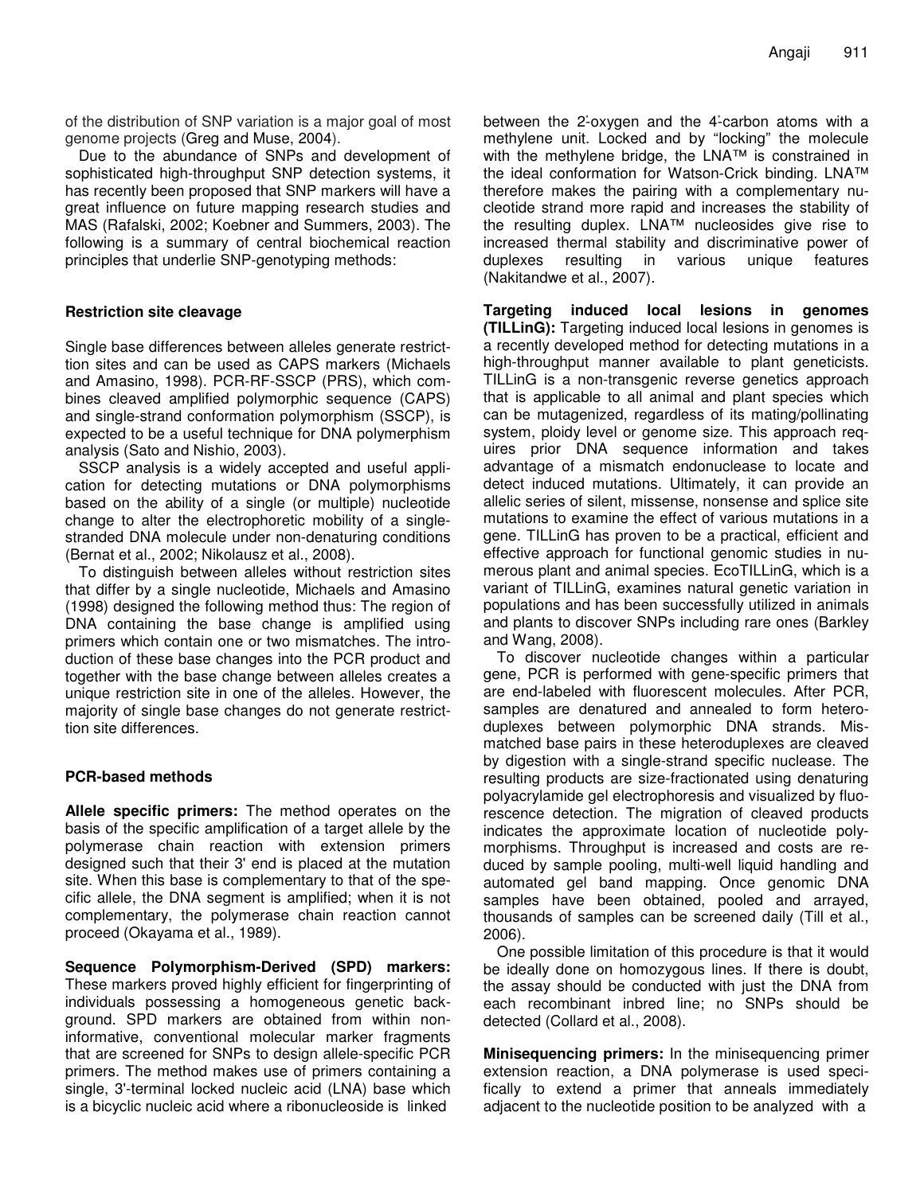of the distribution of SNP variation is a major goal of most genome projects (Greg and Muse, 2004).

Due to the abundance of SNPs and development of sophisticated high-throughput SNP detection systems, it has recently been proposed that SNP markers will have a great influence on future mapping research studies and MAS (Rafalski, 2002; Koebner and Summers, 2003). The following is a summary of central biochemical reaction principles that underlie SNP-genotyping methods:

### Restriction site cleavage

Single base differences between alleles generate restriction sites and can be used as CAPS markers (Michaels and Amasino, 1998). PCR-RF-SSCP (PRS), which combines cleaved amplified polymorphic sequence (CAPS) and single-strand conformation polymorphism (SSCP), is expected to be a useful technique for DNA polymerphism analysis (Sato and Nishio, 2003).

SSCP analysis is a widely accepted and useful application for detecting mutations or DNA polymorphisms based on the ability of a single (or multiple) nucleotide change to alter the electrophoretic mobility of a single-stranded DNA molecule under non-denaturing conditions (Bernat et al., 2002; Nikolausz et al., 2008).

To distinguish between alleles without restriction sites that differ by a single nucleotide, Michaels and Amasino (1998) designed the following method thus: The region of DNA containing the base change is amplified using primers which contain one or two mismatches. The introduction of these base changes into the PCR product and together with the base change between alleles creates a unique restriction site in one of the alleles. However, the majority of single base changes do not generate restriction site differences.

### PCR-based methods

**Allele specific primers:** The method operates on the basis of the specific amplification of a target allele by the polymerase chain reaction with extension primers designed such that their 3' end is placed at the mutation site. When this base is complementary to that of the specific allele, the DNA segment is amplified; when it is not complementary, the polymerase chain reaction cannot proceed (Okayama et al., 1989).

**Sequence Polymorphism-Derived (SPD) markers:** These markers proved highly efficient for fingerprinting of individuals possessing a homogeneous genetic background. SPD markers are obtained from within non-informative, conventional molecular marker fragments that are screened for SNPs to design allele-specific PCR primers. The method makes use of primers containing a single, 3'-terminal locked nucleic acid (LNA) base which is a bicyclic nucleic acid where a ribonucleoside is linked between the 2'-oxygen and the 4'-carbon atoms with a methylene unit. Locked and by "locking" the molecule with the methylene bridge, the LNA™ is constrained in the ideal conformation for Watson-Crick binding. LNA™ therefore makes the pairing with a complementary nucleotide strand more rapid and increases the stability of the resulting duplex. LNA™ nucleosides give rise to increased thermal stability and discriminative power of duplexes resulting in various unique features (Nakitandwe et al., 2007).

**Targeting induced local lesions in genomes (TILLinG):** Targeting induced local lesions in genomes is a recently developed method for detecting mutations in a high-throughput manner available to plant geneticists. TILLinG is a non-transgenic reverse genetics approach that is applicable to all animal and plant species which can be mutagenized, regardless of its mating/pollinating system, ploidy level or genome size. This approach requires prior DNA sequence information and takes advantage of a mismatch endonuclease to locate and detect induced mutations. Ultimately, it can provide an allelic series of silent, missense, nonsense and splice site mutations to examine the effect of various mutations in a gene. TILLinG has proven to be a practical, efficient and effective approach for functional genomic studies in numerous plant and animal species. EcoTILLinG, which is a variant of TILLinG, examines natural genetic variation in populations and has been successfully utilized in animals and plants to discover SNPs including rare ones (Barkley and Wang, 2008).

To discover nucleotide changes within a particular gene, PCR is performed with gene-specific primers that are end-labeled with fluorescent molecules. After PCR, samples are denatured and annealed to form heteroduplexes between polymorphic DNA strands. Mismatched base pairs in these heteroduplexes are cleaved by digestion with a single-strand specific nuclease. The resulting products are size-fractionated using denaturing polyacrylamide gel electrophoresis and visualized by fluorescence detection. The migration of cleaved products indicates the approximate location of nucleotide polymorphisms. Throughput is increased and costs are reduced by sample pooling, multi-well liquid handling and automated gel band mapping. Once genomic DNA samples have been obtained, pooled and arrayed, thousands of samples can be screened daily (Till et al., 2006).

One possible limitation of this procedure is that it would be ideally done on homozygous lines. If there is doubt, the assay should be conducted with just the DNA from each recombinant inbred line; no SNPs should be detected (Collard et al., 2008).

**Minisequencing primers:** In the minisequencing primer extension reaction, a DNA polymerase is used specifically to extend a primer that anneals immediately adjacent to the nucleotide position to be analyzed with a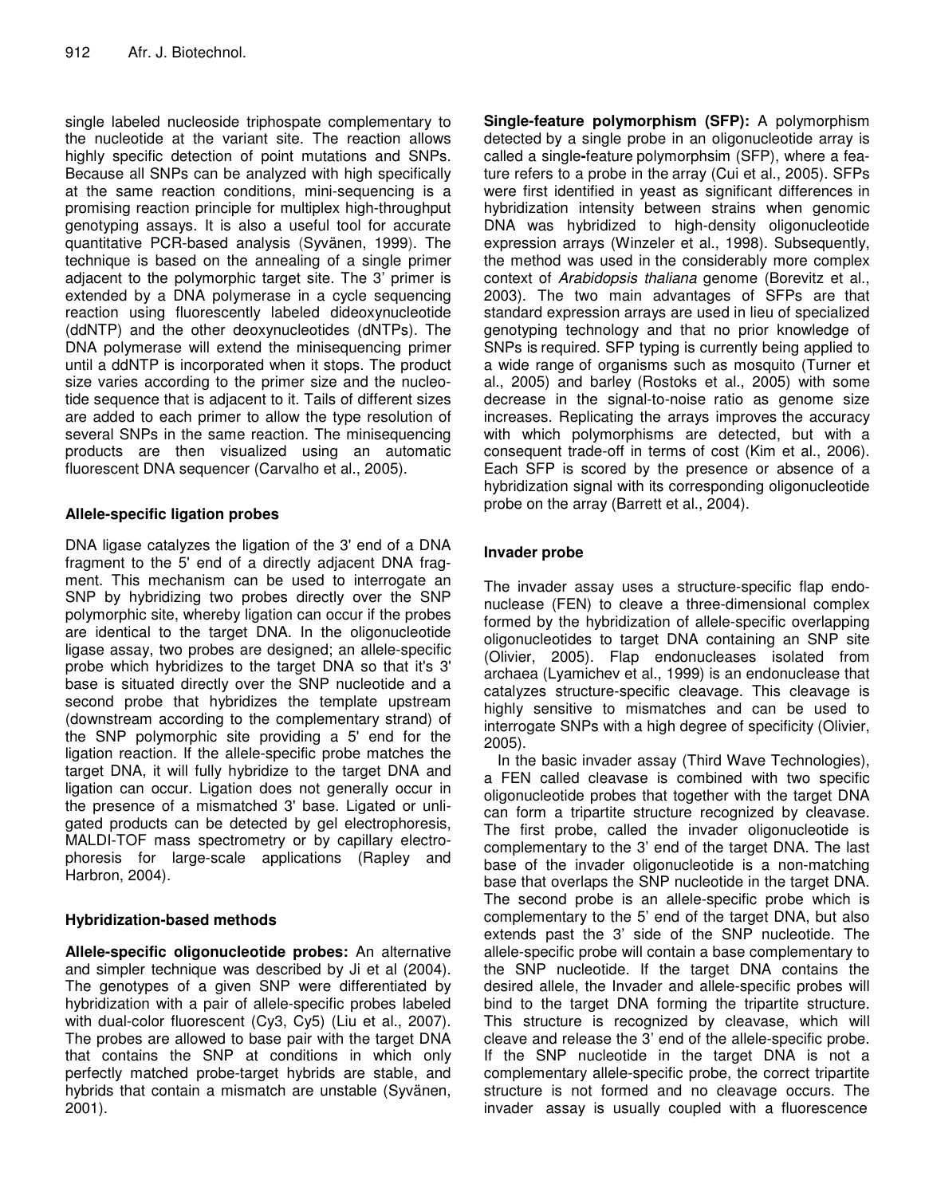single labeled nucleoside triphospate complementary to the nucleotide at the variant site. The reaction allows highly specific detection of point mutations and SNPs. Because all SNPs can be analyzed with high specifically at the same reaction conditions, mini-sequencing is a promising reaction principle for multiplex high-throughput genotyping assays. It is also a useful tool for accurate quantitative PCR-based analysis (Syvänen, 1999). The technique is based on the annealing of a single primer adjacent to the polymorphic target site. The 3' primer is extended by a DNA polymerase in a cycle sequencing reaction using fluorescently labeled dideoxynucleotide (ddNTP) and the other deoxynucleotides (dNTPs). The DNA polymerase will extend the minisequencing primer until a ddNTP is incorporated when it stops. The product size varies according to the primer size and the nucleotide sequence that is adjacent to it. Tails of different sizes are added to each primer to allow the type resolution of several SNPs in the same reaction. The minisequencing products are then visualized using an automatic fluorescent DNA sequencer (Carvalho et al., 2005).

### Allele-specific ligation probes

DNA ligase catalyzes the ligation of the 3' end of a DNA fragment to the 5' end of a directly adjacent DNA fragment. This mechanism can be used to interrogate an SNP by hybridizing two probes directly over the SNP polymorphic site, whereby ligation can occur if the probes are identical to the target DNA. In the oligonucleotide ligase assay, two probes are designed; an allele-specific probe which hybridizes to the target DNA so that it's 3' base is situated directly over the SNP nucleotide and a second probe that hybridizes the template upstream (downstream according to the complementary strand) of the SNP polymorphic site providing a 5' end for the ligation reaction. If the allele-specific probe matches the target DNA, it will fully hybridize to the target DNA and ligation can occur. Ligation does not generally occur in the presence of a mismatched 3' base. Ligated or unligated products can be detected by gel electrophoresis, MALDI-TOF mass spectrometry or by capillary electrophoresis for large-scale applications (Rapley and Harbron, 2004).

### Hybridization-based methods

**Allele-specific oligonucleotide probes:** An alternative and simpler technique was described by Ji et al (2004). The genotypes of a given SNP were differentiated by hybridization with a pair of allele-specific probes labeled with dual-color fluorescent (Cy3, Cy5) (Liu et al., 2007). The probes are allowed to base pair with the target DNA that contains the SNP at conditions in which only perfectly matched probe-target hybrids are stable, and hybrids that contain a mismatch are unstable (Syvänen, 2001).

**Single-feature polymorphism (SFP):** A polymorphism detected by a single probe in an oligonucleotide array is called a single-feature polymorphsim (SFP), where a feature refers to a probe in the array (Cui et al., 2005). SFPs were first identified in yeast as significant differences in hybridization intensity between strains when genomic DNA was hybridized to high-density oligonucleotide expression arrays (Winzeler et al., 1998). Subsequently, the method was used in the considerably more complex context of *Arabidopsis thaliana* genome (Borevitz et al., 2003). The two main advantages of SFPs are that standard expression arrays are used in lieu of specialized genotyping technology and that no prior knowledge of SNPs is required. SFP typing is currently being applied to a wide range of organisms such as mosquito (Turner et al., 2005) and barley (Rostoks et al., 2005) with some decrease in the signal-to-noise ratio as genome size increases. Replicating the arrays improves the accuracy with which polymorphisms are detected, but with a consequent trade-off in terms of cost (Kim et al., 2006). Each SFP is scored by the presence or absence of a hybridization signal with its corresponding oligonucleotide probe on the array (Barrett et al., 2004).

### Invader probe

The invader assay uses a structure-specific flap endonuclease (FEN) to cleave a three-dimensional complex formed by the hybridization of allele-specific overlapping oligonucleotides to target DNA containing an SNP site (Olivier, 2005). Flap endonucleases isolated from archaea (Lyamichev et al., 1999) is an endonuclease that catalyzes structure-specific cleavage. This cleavage is highly sensitive to mismatches and can be used to interrogate SNPs with a high degree of specificity (Olivier, 2005).

In the basic invader assay (Third Wave Technologies), a FEN called cleavase is combined with two specific oligonucleotide probes that together with the target DNA can form a tripartite structure recognized by cleavase. The first probe, called the invader oligonucleotide is complementary to the 3' end of the target DNA. The last base of the invader oligonucleotide is a non-matching base that overlaps the SNP nucleotide in the target DNA. The second probe is an allele-specific probe which is complementary to the 5' end of the target DNA, but also extends past the 3' side of the SNP nucleotide. The allele-specific probe will contain a base complementary to the SNP nucleotide. If the target DNA contains the desired allele, the Invader and allele-specific probes will bind to the target DNA forming the tripartite structure. This structure is recognized by cleavase, which will cleave and release the 3' end of the allele-specific probe. If the SNP nucleotide in the target DNA is not a complementary allele-specific probe, the correct tripartite structure is not formed and no cleavage occurs. The invader assay is usually coupled with a fluorescence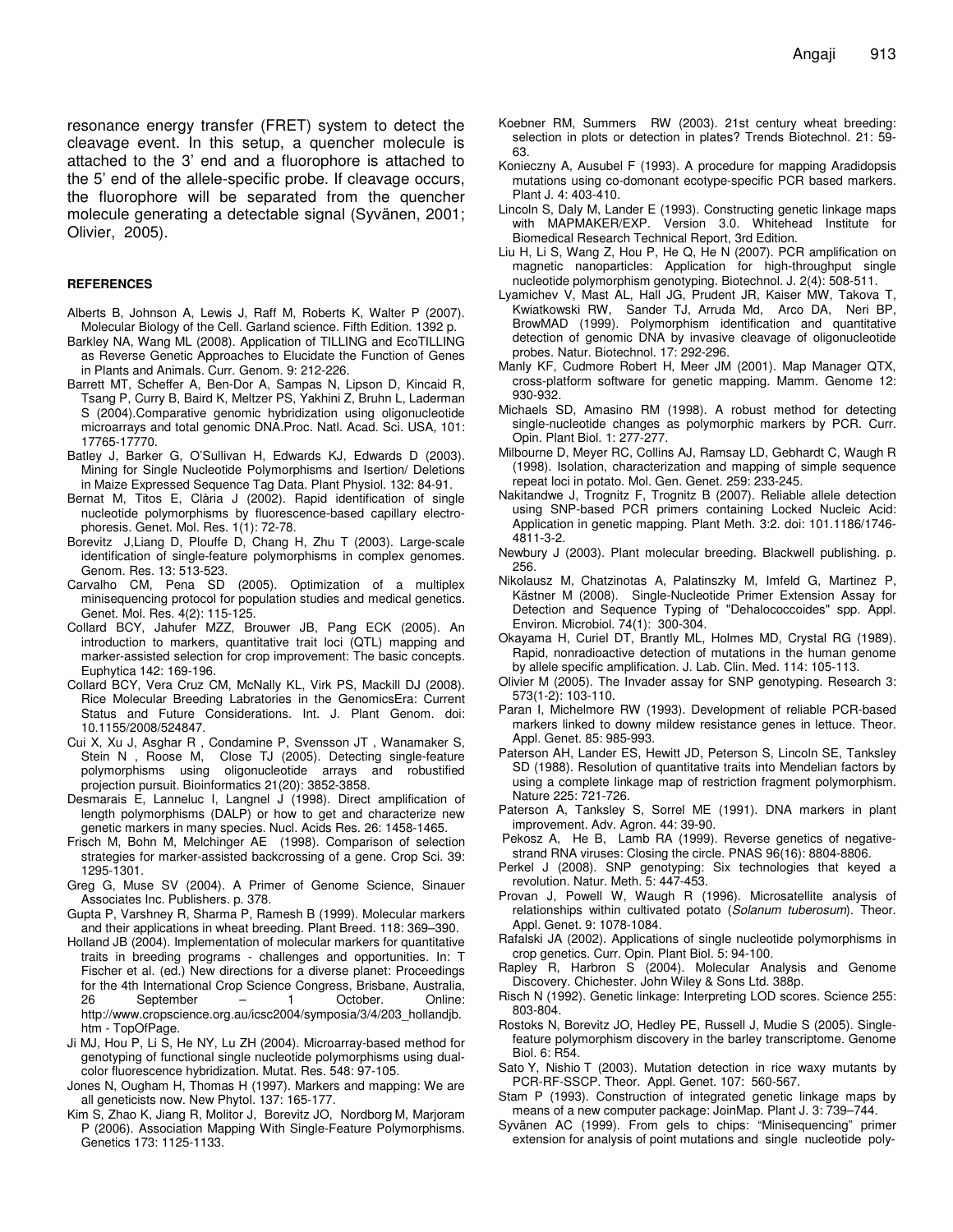resonance energy transfer (FRET) system to detect the cleavage event. In this setup, a quencher molecule is attached to the 3' end and a fluorophore is attached to the 5' end of the allele-specific probe. If cleavage occurs, the fluorophore will be separated from the quencher molecule generating a detectable signal (Syvänen, 2001; Olivier, 2005).

**REFERENCES**

Alberts B, Johnson A, Lewis J, Raff M, Roberts K, Walter P (2007). Molecular Biology of the Cell. Garland science. Fifth Edition. 1392 p.

Barkley NA, Wang ML (2008). Application of TILLING and EcoTILLING as Reverse Genetic Approaches to Elucidate the Function of Genes in Plants and Animals. Curr. Genom. 9: 212-226.

Barrett MT, Scheffer A, Ben-Dor A, Sampas N, Lipson D, Kincaid R, Tsang P, Curry B, Baird K, Meltzer PS, Yakhini Z, Bruhn L, Laderman S (2004).Comparative genomic hybridization using oligonucleotide microarrays and total genomic DNA.Proc. Natl. Acad. Sci. USA, 101: 17765-17770.

Batley J, Barker G, O'Sullivan H, Edwards KJ, Edwards D (2003). Mining for Single Nucleotide Polymorphisms and Isertion/ Deletions in Maize Expressed Sequence Tag Data. Plant Physiol. 132: 84-91.

Bernat M, Titos E, Clària J (2002). Rapid identification of single nucleotide polymorphisms by fluorescence-based capillary electrophoresis. Genet. Mol. Res. 1(1): 72-78.

Borevitz J,Liang D, Plouffe D, Chang H, Zhu T (2003). Large-scale identification of single-feature polymorphisms in complex genomes. Genom. Res. 13: 513-523.

Carvalho CM, Pena SD (2005). Optimization of a multiplex minisequencing protocol for population studies and medical genetics. Genet. Mol. Res. 4(2): 115-125.

Collard BCY, Jahufer MZZ, Brouwer JB, Pang ECK (2005). An introduction to markers, quantitative trait loci (QTL) mapping and marker-assisted selection for crop improvement: The basic concepts. Euphytica 142: 169-196.

Collard BCY, Vera Cruz CM, McNally KL, Virk PS, Mackill DJ (2008). Rice Molecular Breeding Labratories in the GenomicsEra: Current Status and Future Considerations. Int. J. Plant Genom. doi: 10.1155/2008/524847.

Cui X, Xu J, Asghar R , Condamine P, Svensson JT , Wanamaker S, Stein N , Roose M, Close TJ (2005). Detecting single-feature polymorphisms using oligonucleotide arrays and robustified projection pursuit. Bioinformatics 21(20): 3852-3858.

Desmarais E, Lanneluc I, Langnel J (1998). Direct amplification of length polymorphisms (DALP) or how to get and characterize new genetic markers in many species. Nucl. Acids Res. 26: 1458-1465.

Frisch M, Bohn M, Melchinger AE (1998). Comparison of selection strategies for marker-assisted backcrossing of a gene. Crop Sci. 39: 1295-1301.

Greg G, Muse SV (2004). A Primer of Genome Science, Sinauer Associates Inc. Publishers. p. 378.

Gupta P, Varshney R, Sharma P, Ramesh B (1999). Molecular markers and their applications in wheat breeding. Plant Breed. 118: 369–390.

Holland JB (2004). Implementation of molecular markers for quantitative traits in breeding programs - challenges and opportunities. In: T Fischer et al. (ed.) New directions for a diverse planet: Proceedings for the 4th International Crop Science Congress, Brisbane, Australia, 26 September – 1 October. Online: http://www.cropscience.org.au/icsc2004/symposia/3/4/203_hollandjb.htm - TopOfPage.

Ji MJ, Hou P, Li S, He NY, Lu ZH (2004). Microarray-based method for genotyping of functional single nucleotide polymorphisms using dual-color fluorescence hybridization. Mutat. Res. 548: 97-105.

Jones N, Ougham H, Thomas H (1997). Markers and mapping: We are all geneticists now. New Phytol. 137: 165-177.

Kim S, Zhao K, Jiang R, Molitor J, Borevitz JO, Nordborg M, Marjoram P (2006). Association Mapping With Single-Feature Polymorphisms. Genetics 173: 1125-1133.

Koebner RM, Summers RW (2003). 21st century wheat breeding: selection in plots or detection in plates? Trends Biotechnol. 21: 59-63.

Konieczny A, Ausubel F (1993). A procedure for mapping Aradidopsis mutations using co-domonant ecotype-specific PCR based markers. Plant J. 4: 403-410.

Lincoln S, Daly M, Lander E (1993). Constructing genetic linkage maps with MAPMAKER/EXP. Version 3.0. Whitehead Institute for Biomedical Research Technical Report, 3rd Edition.

Liu H, Li S, Wang Z, Hou P, He Q, He N (2007). PCR amplification on magnetic nanoparticles: Application for high-throughput single nucleotide polymorphism genotyping. Biotechnol. J. 2(4): 508-511.

Lyamichev V, Mast AL, Hall JG, Prudent JR, Kaiser MW, Takova T, Kwiatkowski RW, Sander TJ, Arruda Md, Arco DA, Neri BP, BrowMAD (1999). Polymorphism identification and quantitative detection of genomic DNA by invasive cleavage of oligonucleotide probes. Natur. Biotechnol. 17: 292-296.

Manly KF, Cudmore Robert H, Meer JM (2001). Map Manager QTX, cross-platform software for genetic mapping. Mamm. Genome 12: 930-932.

Michaels SD, Amasino RM (1998). A robust method for detecting single-nucleotide changes as polymorphic markers by PCR. Curr. Opin. Plant Biol. 1: 277-277.

Milbourne D, Meyer RC, Collins AJ, Ramsay LD, Gebhardt C, Waugh R (1998). Isolation, characterization and mapping of simple sequence repeat loci in potato. Mol. Gen. Genet. 259: 233-245.

Nakitandwe J, Trognitz F, Trognitz B (2007). Reliable allele detection using SNP-based PCR primers containing Locked Nucleic Acid: Application in genetic mapping. Plant Meth. 3:2. doi: 101.1186/1746-4811-3-2.

Newbury J (2003). Plant molecular breeding. Blackwell publishing. p. 256.

Nikolausz M, Chatzinotas A, Palatinszky M, Imfeld G, Martinez P, Kästner M (2008). Single-Nucleotide Primer Extension Assay for Detection and Sequence Typing of "Dehalococcoides" spp. Appl. Environ. Microbiol. 74(1): 300-304.

Okayama H, Curiel DT, Brantly ML, Holmes MD, Crystal RG (1989). Rapid, nonradioactive detection of mutations in the human genome by allele specific amplification. J. Lab. Clin. Med. 114: 105-113.

Olivier M (2005). The Invader assay for SNP genotyping. Research 3: 573(1-2): 103-110.

Paran I, Michelmore RW (1993). Development of reliable PCR-based markers linked to downy mildew resistance genes in lettuce. Theor. Appl. Genet. 85: 985-993.

Paterson AH, Lander ES, Hewitt JD, Peterson S, Lincoln SE, Tanksley SD (1988). Resolution of quantitative traits into Mendelian factors by using a complete linkage map of restriction fragment polymorphism. Nature 225: 721-726.

Paterson A, Tanksley S, Sorrel ME (1991). DNA markers in plant improvement. Adv. Agron. 44: 39-90.

Pekosz A, He B, Lamb RA (1999). Reverse genetics of negative-strand RNA viruses: Closing the circle. PNAS 96(16): 8804-8806.

Perkel J (2008). SNP genotyping: Six technologies that keyed a revolution. Natur. Meth. 5: 447-453.

Provan J, Powell W, Waugh R (1996). Microsatellite analysis of relationships within cultivated potato (*Solanum tuberosum*). Theor. Appl. Genet. 9: 1078-1084.

Rafalski JA (2002). Applications of single nucleotide polymorphisms in crop genetics. Curr. Opin. Plant Biol. 5: 94-100.

Rapley R, Harbron S (2004). Molecular Analysis and Genome Discovery. Chichester. John Wiley & Sons Ltd. 388p.

Risch N (1992). Genetic linkage: Interpreting LOD scores. Science 255: 803-804.

Rostoks N, Borevitz JO, Hedley PE, Russell J, Mudie S (2005). Single-feature polymorphism discovery in the barley transcriptome. Genome Biol. 6: R54.

Sato Y, Nishio T (2003). Mutation detection in rice waxy mutants by PCR-RF-SSCP. Theor. Appl. Genet. 107: 560-567.

Stam P (1993). Construction of integrated genetic linkage maps by means of a new computer package: JoinMap. Plant J. 3: 739–744.

Syvänen AC (1999). From gels to chips: "Minisequencing" primer extension for analysis of point mutations and single nucleotide poly-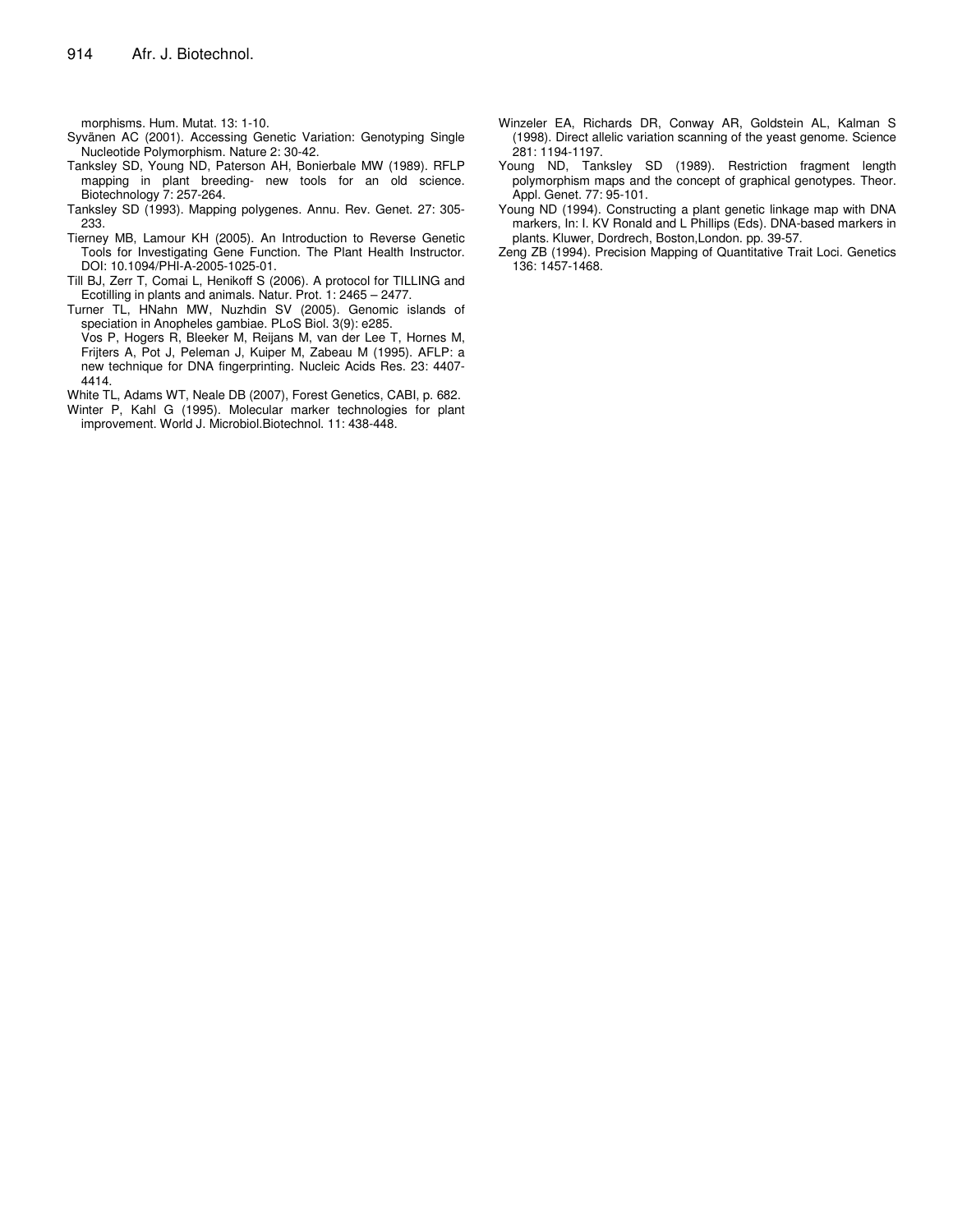morphisms. Hum. Mutat. 13: 1-10.

Syvänen AC (2001). Accessing Genetic Variation: Genotyping Single Nucleotide Polymorphism. Nature 2: 30-42.

Tanksley SD, Young ND, Paterson AH, Bonierbale MW (1989). RFLP mapping in plant breeding- new tools for an old science. Biotechnology 7: 257-264.

Tanksley SD (1993). Mapping polygenes. Annu. Rev. Genet. 27: 305-233.

Tierney MB, Lamour KH (2005). An Introduction to Reverse Genetic Tools for Investigating Gene Function. The Plant Health Instructor. DOI: 10.1094/PHI-A-2005-1025-01.

Till BJ, Zerr T, Comai L, Henikoff S (2006). A protocol for TILLING and Ecotilling in plants and animals. Natur. Prot. 1: 2465 – 2477.

Turner TL, HNahn MW, Nuzhdin SV (2005). Genomic islands of speciation in Anopheles gambiae. PLoS Biol. 3(9): e285.

Vos P, Hogers R, Bleeker M, Reijans M, van der Lee T, Hornes M, Frijters A, Pot J, Peleman J, Kuiper M, Zabeau M (1995). AFLP: a new technique for DNA fingerprinting. Nucleic Acids Res. 23: 4407-4414.

White TL, Adams WT, Neale DB (2007), Forest Genetics, CABI, p. 682.

Winter P, Kahl G (1995). Molecular marker technologies for plant improvement. World J. Microbiol.Biotechnol. 11: 438-448.

Winzeler EA, Richards DR, Conway AR, Goldstein AL, Kalman S (1998). Direct allelic variation scanning of the yeast genome. Science 281: 1194-1197.

Young ND, Tanksley SD (1989). Restriction fragment length polymorphism maps and the concept of graphical genotypes. Theor. Appl. Genet. 77: 95-101.

Young ND (1994). Constructing a plant genetic linkage map with DNA markers, In: I. KV Ronald and L Phillips (Eds). DNA-based markers in plants. Kluwer, Dordrech, Boston,London. pp. 39-57.

Zeng ZB (1994). Precision Mapping of Quantitative Trait Loci. Genetics 136: 1457-1468.